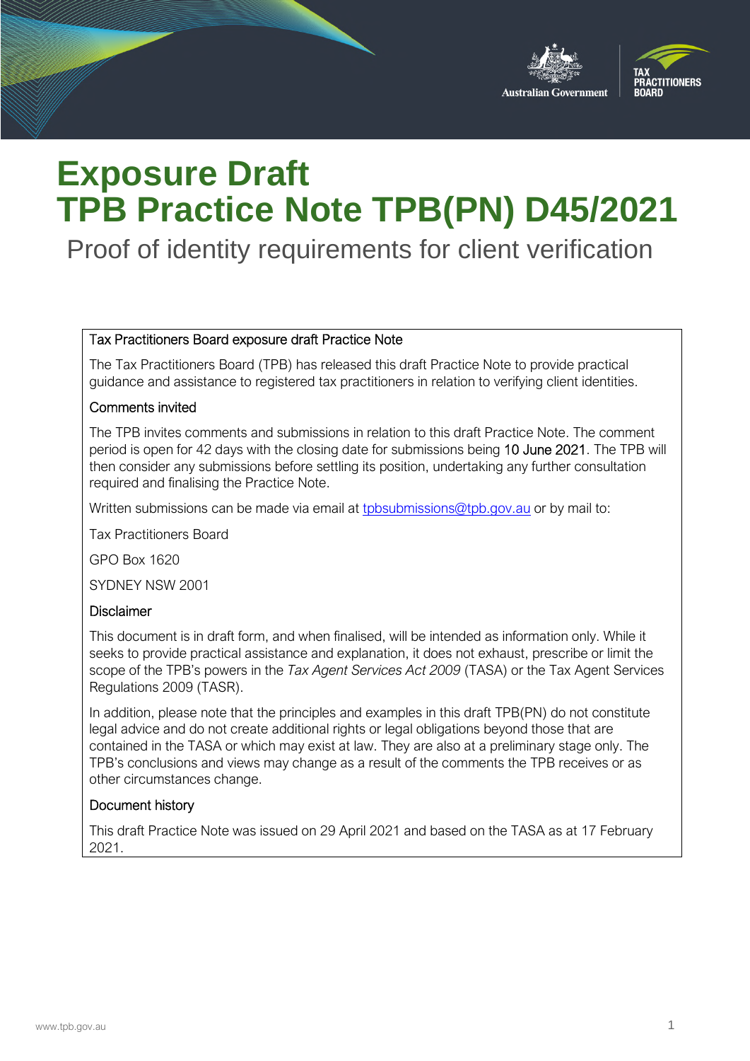# Exposure Draft
# TPB Practice Note TPB(PN) D45/2021

## Proof of identity requirements for client verification

**Tax Practitioners Board exposure draft Practice Note**

The Tax Practitioners Board (TPB) has released this draft Practice Note to provide practical guidance and assistance to registered tax practitioners in relation to verifying client identities.

**Comments invited**

The TPB invites comments and submissions in relation to this draft Practice Note. The comment period is open for 42 days with the closing date for submissions being 10 June 2021. The TPB will then consider any submissions before settling its position, undertaking any further consultation required and finalising the Practice Note.

Written submissions can be made via email at tpbsubmissions@tpb.gov.au or by mail to:

Tax Practitioners Board

GPO Box 1620

SYDNEY NSW 2001

**Disclaimer**

This document is in draft form, and when finalised, will be intended as information only. While it seeks to provide practical assistance and explanation, it does not exhaust, prescribe or limit the scope of the TPB's powers in the *Tax Agent Services Act 2009* (TASA) or the Tax Agent Services Regulations 2009 (TASR).

In addition, please note that the principles and examples in this draft TPB(PN) do not constitute legal advice and do not create additional rights or legal obligations beyond those that are contained in the TASA or which may exist at law. They are also at a preliminary stage only. The TPB's conclusions and views may change as a result of the comments the TPB receives or as other circumstances change.

**Document history**

This draft Practice Note was issued on 29 April 2021 and based on the TASA as at 17 February 2021.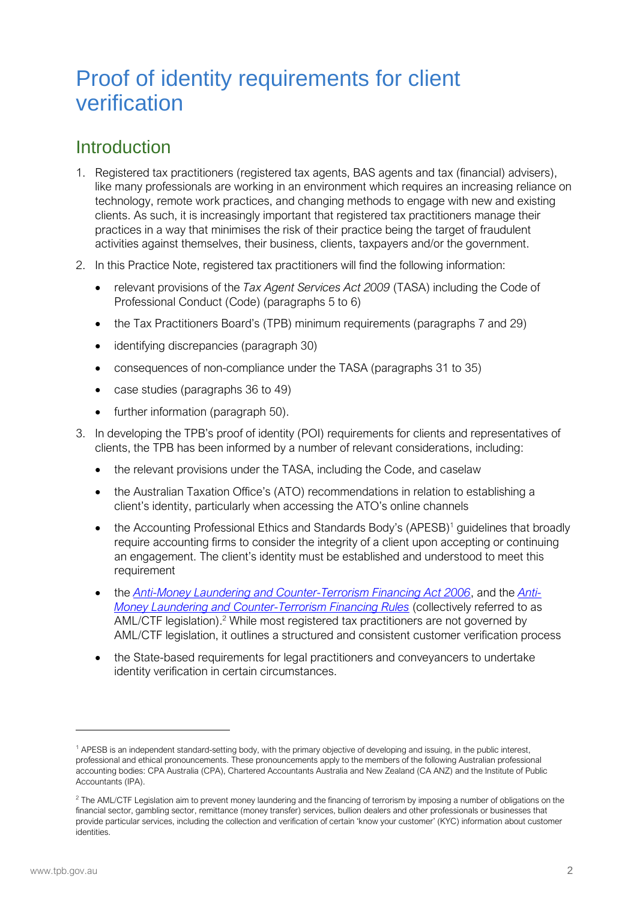# Proof of identity requirements for client verification

## Introduction

1. Registered tax practitioners (registered tax agents, BAS agents and tax (financial) advisers), like many professionals are working in an environment which requires an increasing reliance on technology, remote work practices, and changing methods to engage with new and existing clients. As such, it is increasingly important that registered tax practitioners manage their practices in a way that minimises the risk of their practice being the target of fraudulent activities against themselves, their business, clients, taxpayers and/or the government.

2. In this Practice Note, registered tax practitioners will find the following information:

   - relevant provisions of the *Tax Agent Services Act 2009* (TASA) including the Code of Professional Conduct (Code) (paragraphs 5 to 6)
   - the Tax Practitioners Board's (TPB) minimum requirements (paragraphs 7 and 29)
   - identifying discrepancies (paragraph 30)
   - consequences of non-compliance under the TASA (paragraphs 31 to 35)
   - case studies (paragraphs 36 to 49)
   - further information (paragraph 50).

3. In developing the TPB's proof of identity (POI) requirements for clients and representatives of clients, the TPB has been informed by a number of relevant considerations, including:

   - the relevant provisions under the TASA, including the Code, and caselaw
   - the Australian Taxation Office's (ATO) recommendations in relation to establishing a client's identity, particularly when accessing the ATO's online channels
   - the Accounting Professional Ethics and Standards Body's (APESB)[1] guidelines that broadly require accounting firms to consider the integrity of a client upon accepting or continuing an engagement. The client's identity must be established and understood to meet this requirement
   - the *Anti-Money Laundering and Counter-Terrorism Financing Act 2006*, and the *Anti-Money Laundering and Counter-Terrorism Financing Rules* (collectively referred to as AML/CTF legislation).[2] While most registered tax practitioners are not governed by AML/CTF legislation, it outlines a structured and consistent customer verification process
   - the State-based requirements for legal practitioners and conveyancers to undertake identity verification in certain circumstances.

---

[1] APESB is an independent standard-setting body, with the primary objective of developing and issuing, in the public interest, professional and ethical pronouncements. These pronouncements apply to the members of the following Australian professional accounting bodies: CPA Australia (CPA), Chartered Accountants Australia and New Zealand (CA ANZ) and the Institute of Public Accountants (IPA).

[2] The AML/CTF Legislation aim to prevent money laundering and the financing of terrorism by imposing a number of obligations on the financial sector, gambling sector, remittance (money transfer) services, bullion dealers and other professionals or businesses that provide particular services, including the collection and verification of certain 'know your customer' (KYC) information about customer identities.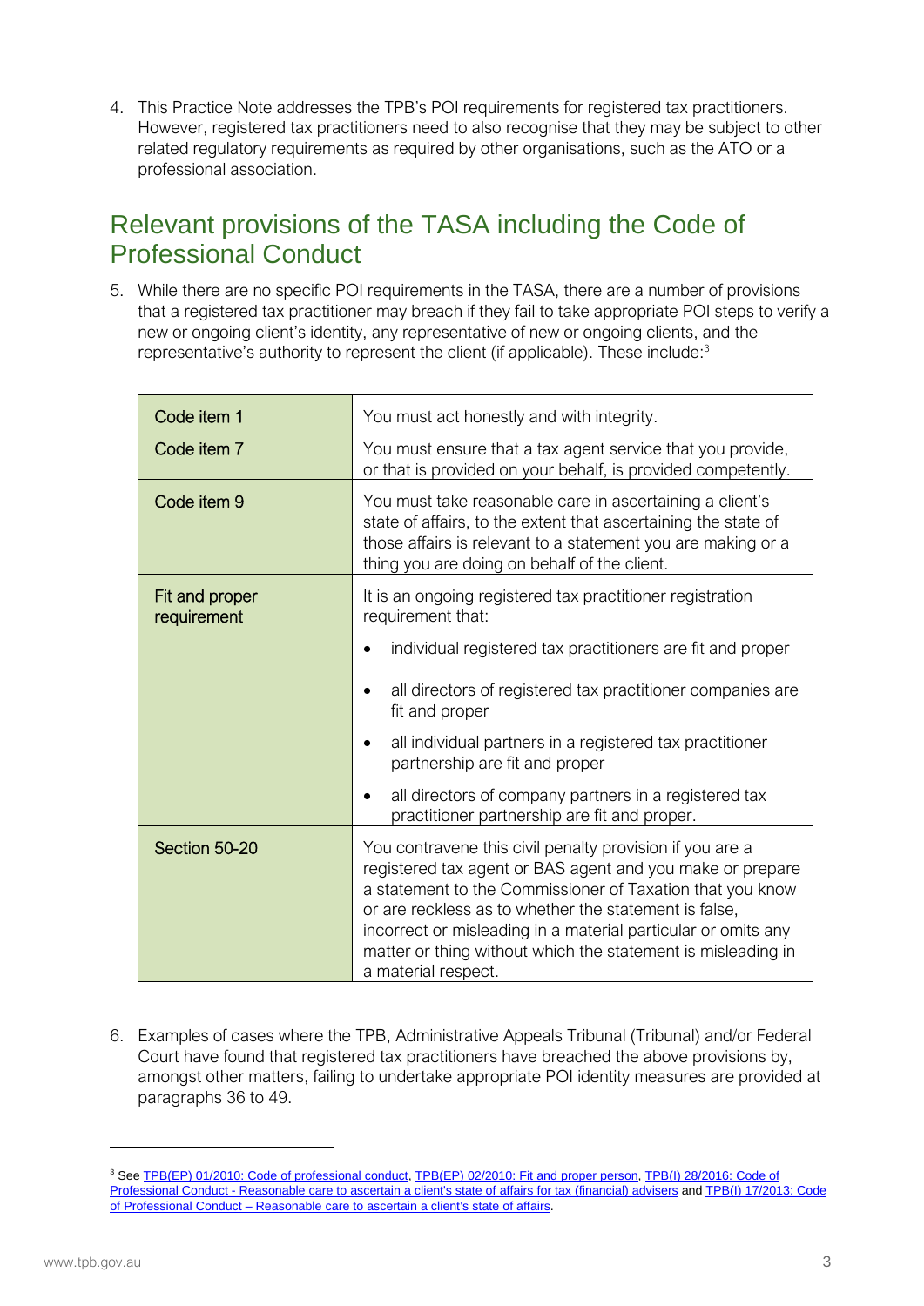4. This Practice Note addresses the TPB's POI requirements for registered tax practitioners. However, registered tax practitioners need to also recognise that they may be subject to other related regulatory requirements as required by other organisations, such as the ATO or a professional association.

## Relevant provisions of the TASA including the Code of Professional Conduct

5. While there are no specific POI requirements in the TASA, there are a number of provisions that a registered tax practitioner may breach if they fail to take appropriate POI steps to verify a new or ongoing client's identity, any representative of new or ongoing clients, and the representative's authority to represent the client (if applicable). These include:[3]

| | |
|---|---|
| Code item 1 | You must act honestly and with integrity. |
| Code item 7 | You must ensure that a tax agent service that you provide, or that is provided on your behalf, is provided competently. |
| Code item 9 | You must take reasonable care in ascertaining a client's state of affairs, to the extent that ascertaining the state of those affairs is relevant to a statement you are making or a thing you are doing on behalf of the client. |
| Fit and proper requirement | It is an ongoing registered tax practitioner registration requirement that:<br>• individual registered tax practitioners are fit and proper<br>• all directors of registered tax practitioner companies are fit and proper<br>• all individual partners in a registered tax practitioner partnership are fit and proper<br>• all directors of company partners in a registered tax practitioner partnership are fit and proper. |
| Section 50-20 | You contravene this civil penalty provision if you are a registered tax agent or BAS agent and you make or prepare a statement to the Commissioner of Taxation that you know or are reckless as to whether the statement is false, incorrect or misleading in a material particular or omits any matter or thing without which the statement is misleading in a material respect. |

6. Examples of cases where the TPB, Administrative Appeals Tribunal (Tribunal) and/or Federal Court have found that registered tax practitioners have breached the above provisions by, amongst other matters, failing to undertake appropriate POI identity measures are provided at paragraphs 36 to 49.

---

[3] See TPB(EP) 01/2010: Code of professional conduct, TPB(EP) 02/2010: Fit and proper person, TPB(I) 28/2016: Code of Professional Conduct - Reasonable care to ascertain a client's state of affairs for tax (financial) advisers and TPB(I) 17/2013: Code of Professional Conduct – Reasonable care to ascertain a client's state of affairs.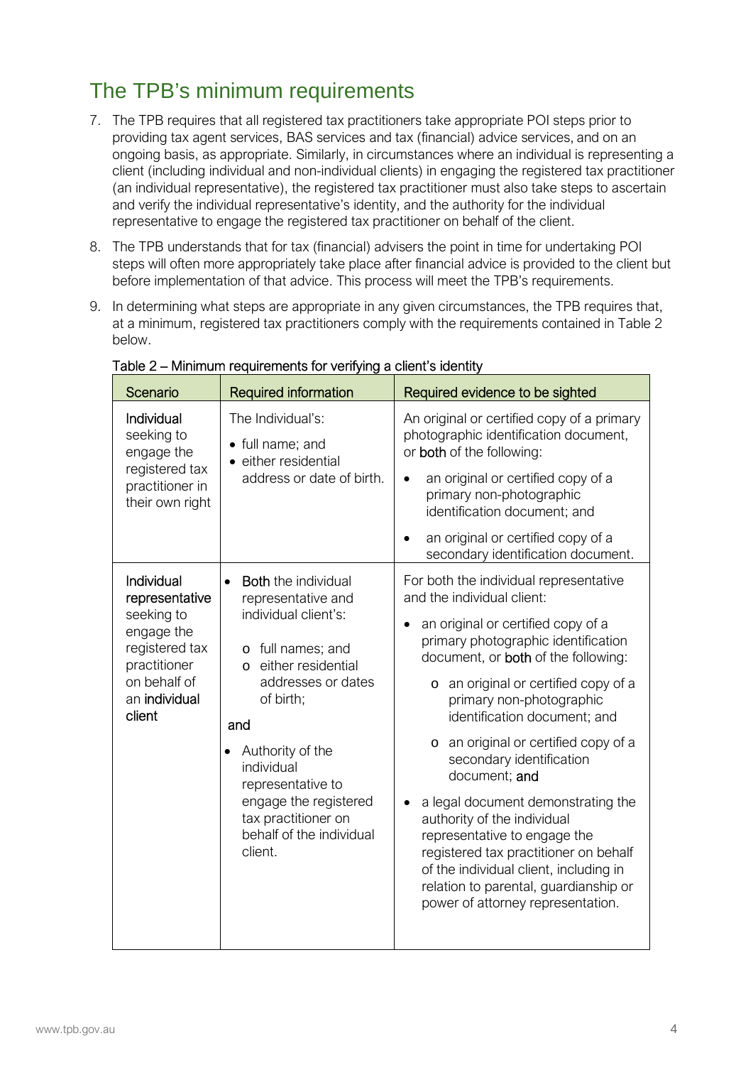## The TPB's minimum requirements

7. The TPB requires that all registered tax practitioners take appropriate POI steps prior to providing tax agent services, BAS services and tax (financial) advice services, and on an ongoing basis, as appropriate. Similarly, in circumstances where an individual is representing a client (including individual and non-individual clients) in engaging the registered tax practitioner (an individual representative), the registered tax practitioner must also take steps to ascertain and verify the individual representative's identity, and the authority for the individual representative to engage the registered tax practitioner on behalf of the client.

8. The TPB understands that for tax (financial) advisers the point in time for undertaking POI steps will often more appropriately take place after financial advice is provided to the client but before implementation of that advice. This process will meet the TPB's requirements.

9. In determining what steps are appropriate in any given circumstances, the TPB requires that, at a minimum, registered tax practitioners comply with the requirements contained in Table 2 below.

Table 2 – Minimum requirements for verifying a client's identity

| Scenario | Required information | Required evidence to be sighted |
|---|---|---|
| **Individual** seeking to engage the registered tax practitioner in their own right | The Individual's:<br>• full name; and<br>• either residential address or date of birth. | An original or certified copy of a primary photographic identification document, or **both** of the following:<br>• an original or certified copy of a primary non-photographic identification document; and<br>• an original or certified copy of a secondary identification document. |
| **Individual representative** seeking to engage the registered tax practitioner on behalf of an **individual client** | • **Both** the individual representative and individual client's:<br>&nbsp;&nbsp;o full names; and<br>&nbsp;&nbsp;o either residential addresses or dates of birth;<br>**and**<br>• Authority of the individual representative to engage the registered tax practitioner on behalf of the individual client. | For both the individual representative and the individual client:<br>• an original or certified copy of a primary photographic identification document, or **both** of the following:<br>&nbsp;&nbsp;o an original or certified copy of a primary non-photographic identification document; and<br>&nbsp;&nbsp;o an original or certified copy of a secondary identification document; **and**<br>• a legal document demonstrating the authority of the individual representative to engage the registered tax practitioner on behalf of the individual client, including in relation to parental, guardianship or power of attorney representation. |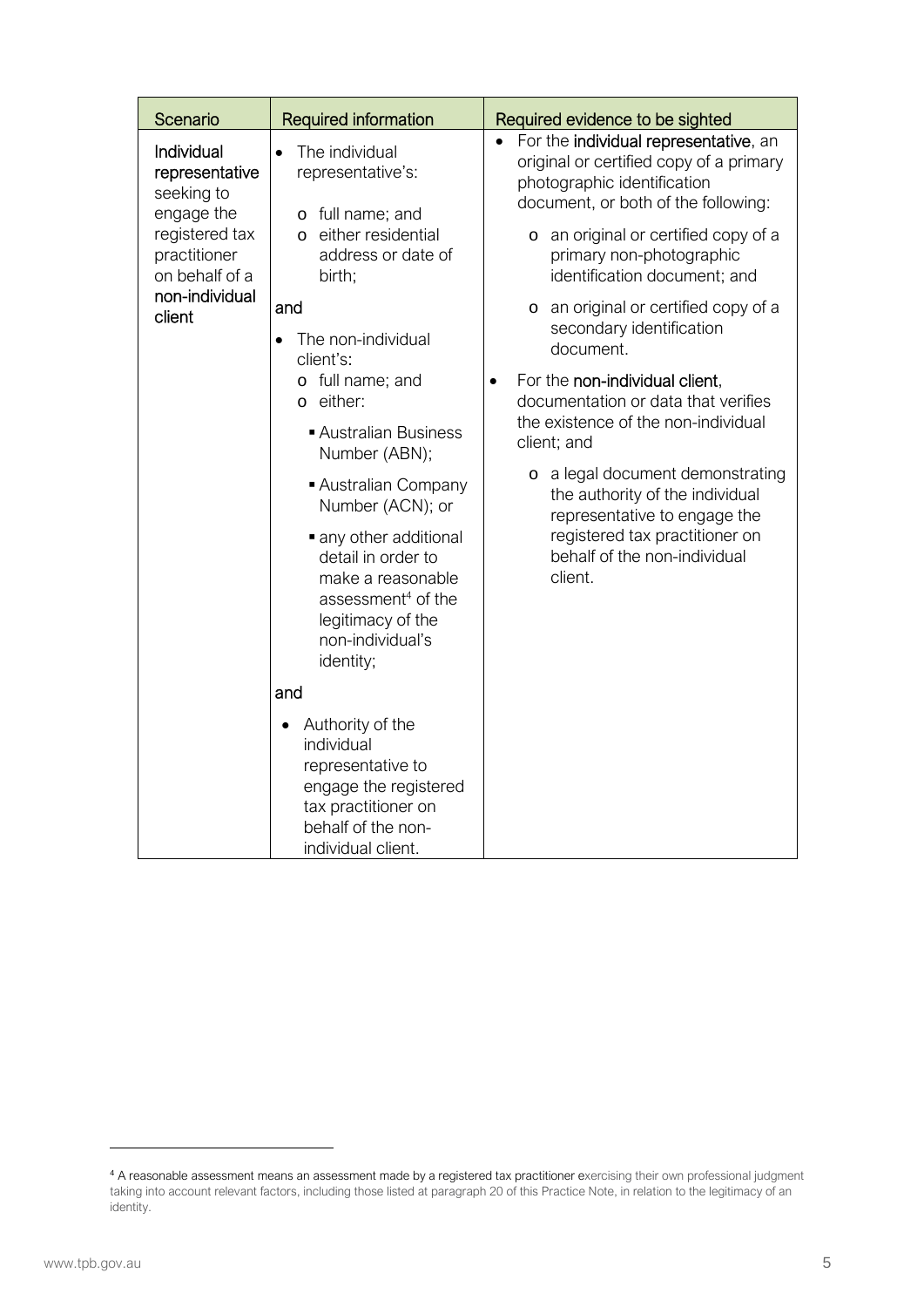| Scenario | Required information | Required evidence to be sighted |
|---|---|---|
| **Individual representative** seeking to engage the registered tax practitioner on behalf of a **non-individual client** | <ul><li>The individual representative's:<ul><li>full name; and</li><li>either residential address or date of birth;</li></ul></li></ul>**and**<ul><li>The non-individual client's:<ul><li>full name; and</li><li>either:<ul><li>Australian Business Number (ABN);</li><li>Australian Company Number (ACN); or</li><li>any other additional detail in order to make a reasonable assessment[4] of the legitimacy of the non-individual's identity;</li></ul></li></ul></li></ul>**and**<ul><li>Authority of the individual representative to engage the registered tax practitioner on behalf of the non-individual client.</li></ul> | <ul><li>For the **individual representative**, an original or certified copy of a primary photographic identification document, or both of the following:<ul><li>an original or certified copy of a primary non-photographic identification document; and</li><li>an original or certified copy of a secondary identification document.</li></ul></li><li>For the **non-individual client**, documentation or data that verifies the existence of the non-individual client; and<ul><li>a legal document demonstrating the authority of the individual representative to engage the registered tax practitioner on behalf of the non-individual client.</li></ul></li></ul> |

[4] A reasonable assessment means an assessment made by a registered tax practitioner exercising their own professional judgment taking into account relevant factors, including those listed at paragraph 20 of this Practice Note, in relation to the legitimacy of an identity.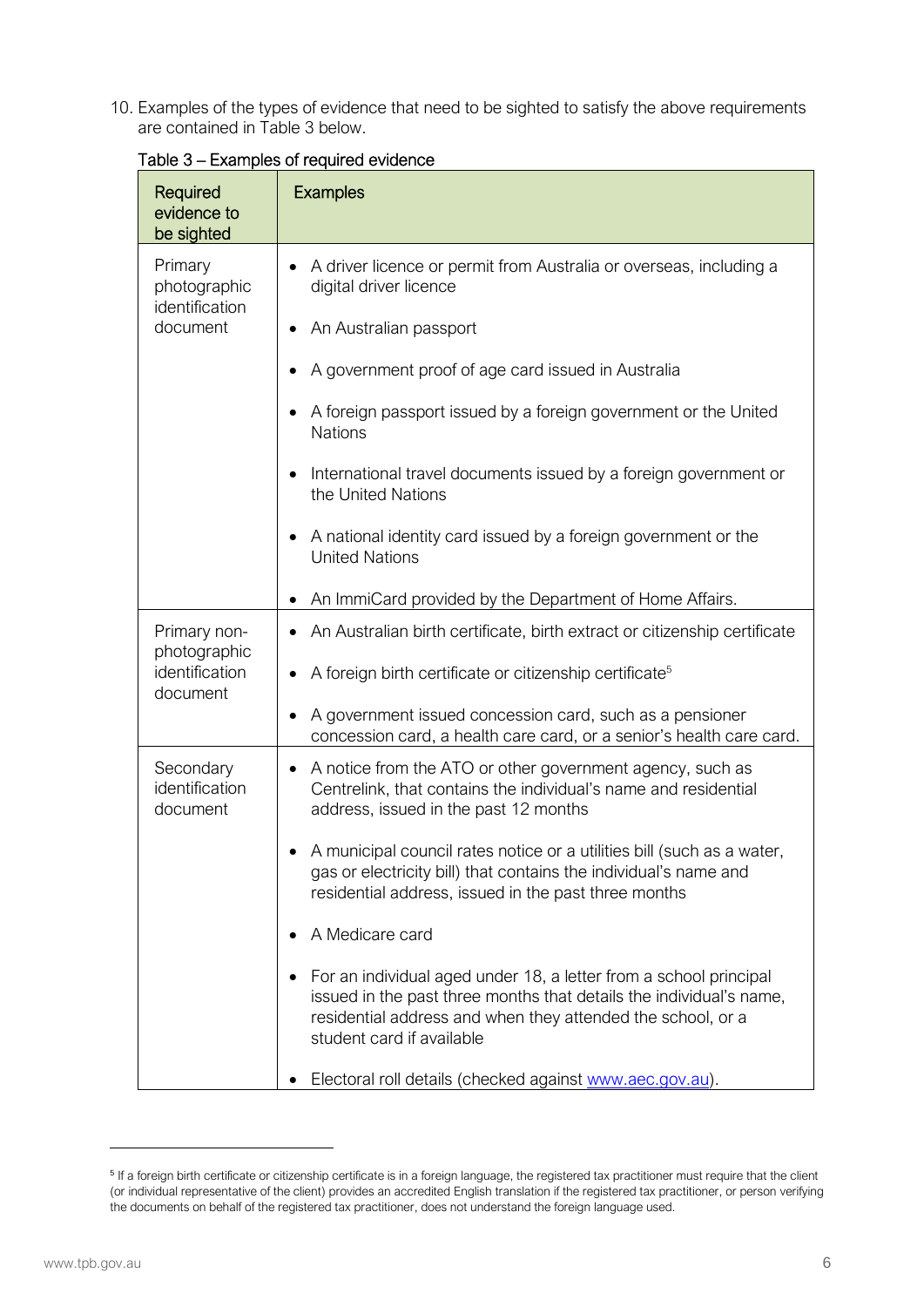10. Examples of the types of evidence that need to be sighted to satisfy the above requirements are contained in Table 3 below.

Table 3 – Examples of required evidence

| Required evidence to be sighted | Examples |
|---|---|
| Primary photographic identification document | • A driver licence or permit from Australia or overseas, including a digital driver licence<br>• An Australian passport<br>• A government proof of age card issued in Australia<br>• A foreign passport issued by a foreign government or the United Nations<br>• International travel documents issued by a foreign government or the United Nations<br>• A national identity card issued by a foreign government or the United Nations<br>• An ImmiCard provided by the Department of Home Affairs. |
| Primary non-photographic identification document | • An Australian birth certificate, birth extract or citizenship certificate<br>• A foreign birth certificate or citizenship certificate[5]<br>• A government issued concession card, such as a pensioner concession card, a health care card, or a senior's health care card. |
| Secondary identification document | • A notice from the ATO or other government agency, such as Centrelink, that contains the individual's name and residential address, issued in the past 12 months<br>• A municipal council rates notice or a utilities bill (such as a water, gas or electricity bill) that contains the individual's name and residential address, issued in the past three months<br>• A Medicare card<br>• For an individual aged under 18, a letter from a school principal issued in the past three months that details the individual's name, residential address and when they attended the school, or a student card if available<br>• Electoral roll details (checked against www.aec.gov.au). |

[5] If a foreign birth certificate or citizenship certificate is in a foreign language, the registered tax practitioner must require that the client (or individual representative of the client) provides an accredited English translation if the registered tax practitioner, or person verifying the documents on behalf of the registered tax practitioner, does not understand the foreign language used.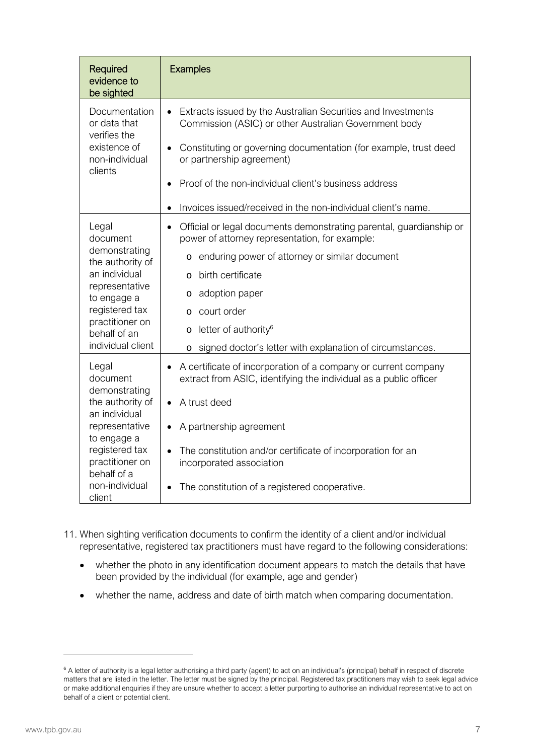| Required evidence to be sighted | Examples |
| --- | --- |
| Documentation or data that verifies the existence of non-individual clients | • Extracts issued by the Australian Securities and Investments Commission (ASIC) or other Australian Government body<br>• Constituting or governing documentation (for example, trust deed or partnership agreement)<br>• Proof of the non-individual client's business address<br>• Invoices issued/received in the non-individual client's name. |
| Legal document demonstrating the authority of an individual representative to engage a registered tax practitioner on behalf of an individual client | • Official or legal documents demonstrating parental, guardianship or power of attorney representation, for example:<br>o enduring power of attorney or similar document<br>o birth certificate<br>o adoption paper<br>o court order<br>o letter of authority[6]<br>o signed doctor's letter with explanation of circumstances. |
| Legal document demonstrating the authority of an individual representative to engage a registered tax practitioner on behalf of a non-individual client | • A certificate of incorporation of a company or current company extract from ASIC, identifying the individual as a public officer<br>• A trust deed<br>• A partnership agreement<br>• The constitution and/or certificate of incorporation for an incorporated association<br>• The constitution of a registered cooperative. |

11. When sighting verification documents to confirm the identity of a client and/or individual representative, registered tax practitioners must have regard to the following considerations:
    - whether the photo in any identification document appears to match the details that have been provided by the individual (for example, age and gender)
    - whether the name, address and date of birth match when comparing documentation.

---

[6] A letter of authority is a legal letter authorising a third party (agent) to act on an individual's (principal) behalf in respect of discrete matters that are listed in the letter. The letter must be signed by the principal. Registered tax practitioners may wish to seek legal advice or make additional enquiries if they are unsure whether to accept a letter purporting to authorise an individual representative to act on behalf of a client or potential client.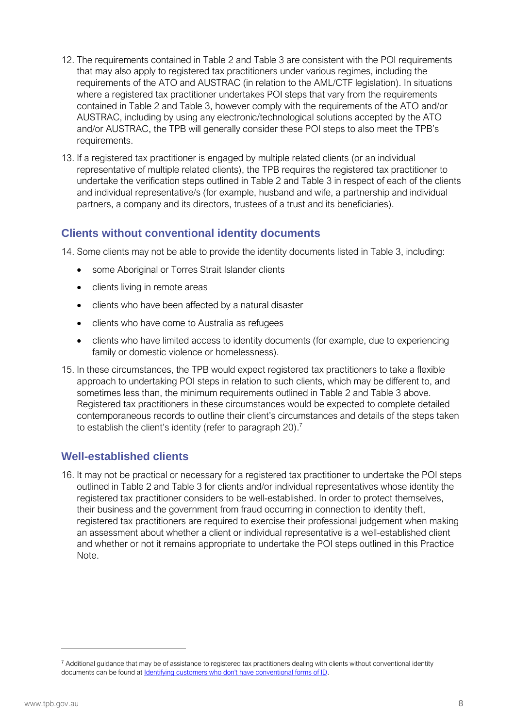12. The requirements contained in Table 2 and Table 3 are consistent with the POI requirements that may also apply to registered tax practitioners under various regimes, including the requirements of the ATO and AUSTRAC (in relation to the AML/CTF legislation). In situations where a registered tax practitioner undertakes POI steps that vary from the requirements contained in Table 2 and Table 3, however comply with the requirements of the ATO and/or AUSTRAC, including by using any electronic/technological solutions accepted by the ATO and/or AUSTRAC, the TPB will generally consider these POI steps to also meet the TPB's requirements.

13. If a registered tax practitioner is engaged by multiple related clients (or an individual representative of multiple related clients), the TPB requires the registered tax practitioner to undertake the verification steps outlined in Table 2 and Table 3 in respect of each of the clients and individual representative/s (for example, husband and wife, a partnership and individual partners, a company and its directors, trustees of a trust and its beneficiaries).

## Clients without conventional identity documents

14. Some clients may not be able to provide the identity documents listed in Table 3, including:
    - some Aboriginal or Torres Strait Islander clients
    - clients living in remote areas
    - clients who have been affected by a natural disaster
    - clients who have come to Australia as refugees
    - clients who have limited access to identity documents (for example, due to experiencing family or domestic violence or homelessness).

15. In these circumstances, the TPB would expect registered tax practitioners to take a flexible approach to undertaking POI steps in relation to such clients, which may be different to, and sometimes less than, the minimum requirements outlined in Table 2 and Table 3 above. Registered tax practitioners in these circumstances would be expected to complete detailed contemporaneous records to outline their client's circumstances and details of the steps taken to establish the client's identity (refer to paragraph 20).[7]

## Well-established clients

16. It may not be practical or necessary for a registered tax practitioner to undertake the POI steps outlined in Table 2 and Table 3 for clients and/or individual representatives whose identity the registered tax practitioner considers to be well-established. In order to protect themselves, their business and the government from fraud occurring in connection to identity theft, registered tax practitioners are required to exercise their professional judgement when making an assessment about whether a client or individual representative is a well-established client and whether or not it remains appropriate to undertake the POI steps outlined in this Practice Note.

---

[7] Additional guidance that may be of assistance to registered tax practitioners dealing with clients without conventional identity documents can be found at Identifying customers who don't have conventional forms of ID.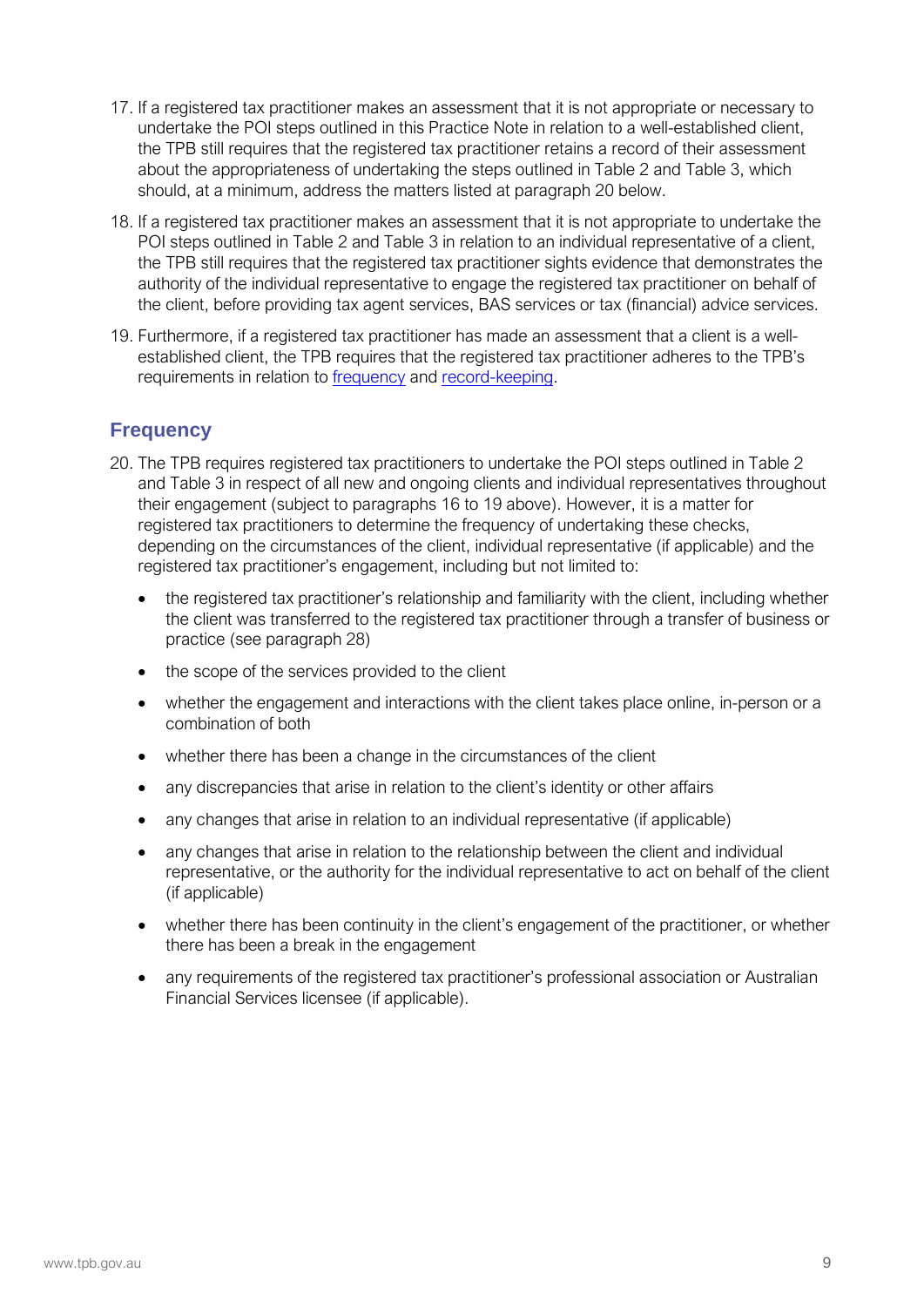17. If a registered tax practitioner makes an assessment that it is not appropriate or necessary to undertake the POI steps outlined in this Practice Note in relation to a well-established client, the TPB still requires that the registered tax practitioner retains a record of their assessment about the appropriateness of undertaking the steps outlined in Table 2 and Table 3, which should, at a minimum, address the matters listed at paragraph 20 below.
18. If a registered tax practitioner makes an assessment that it is not appropriate to undertake the POI steps outlined in Table 2 and Table 3 in relation to an individual representative of a client, the TPB still requires that the registered tax practitioner sights evidence that demonstrates the authority of the individual representative to engage the registered tax practitioner on behalf of the client, before providing tax agent services, BAS services or tax (financial) advice services.
19. Furthermore, if a registered tax practitioner has made an assessment that a client is a well-established client, the TPB requires that the registered tax practitioner adheres to the TPB's requirements in relation to frequency and record-keeping.

## Frequency

20. The TPB requires registered tax practitioners to undertake the POI steps outlined in Table 2 and Table 3 in respect of all new and ongoing clients and individual representatives throughout their engagement (subject to paragraphs 16 to 19 above). However, it is a matter for registered tax practitioners to determine the frequency of undertaking these checks, depending on the circumstances of the client, individual representative (if applicable) and the registered tax practitioner's engagement, including but not limited to:
    - the registered tax practitioner's relationship and familiarity with the client, including whether the client was transferred to the registered tax practitioner through a transfer of business or practice (see paragraph 28)
    - the scope of the services provided to the client
    - whether the engagement and interactions with the client takes place online, in-person or a combination of both
    - whether there has been a change in the circumstances of the client
    - any discrepancies that arise in relation to the client's identity or other affairs
    - any changes that arise in relation to an individual representative (if applicable)
    - any changes that arise in relation to the relationship between the client and individual representative, or the authority for the individual representative to act on behalf of the client (if applicable)
    - whether there has been continuity in the client's engagement of the practitioner, or whether there has been a break in the engagement
    - any requirements of the registered tax practitioner's professional association or Australian Financial Services licensee (if applicable).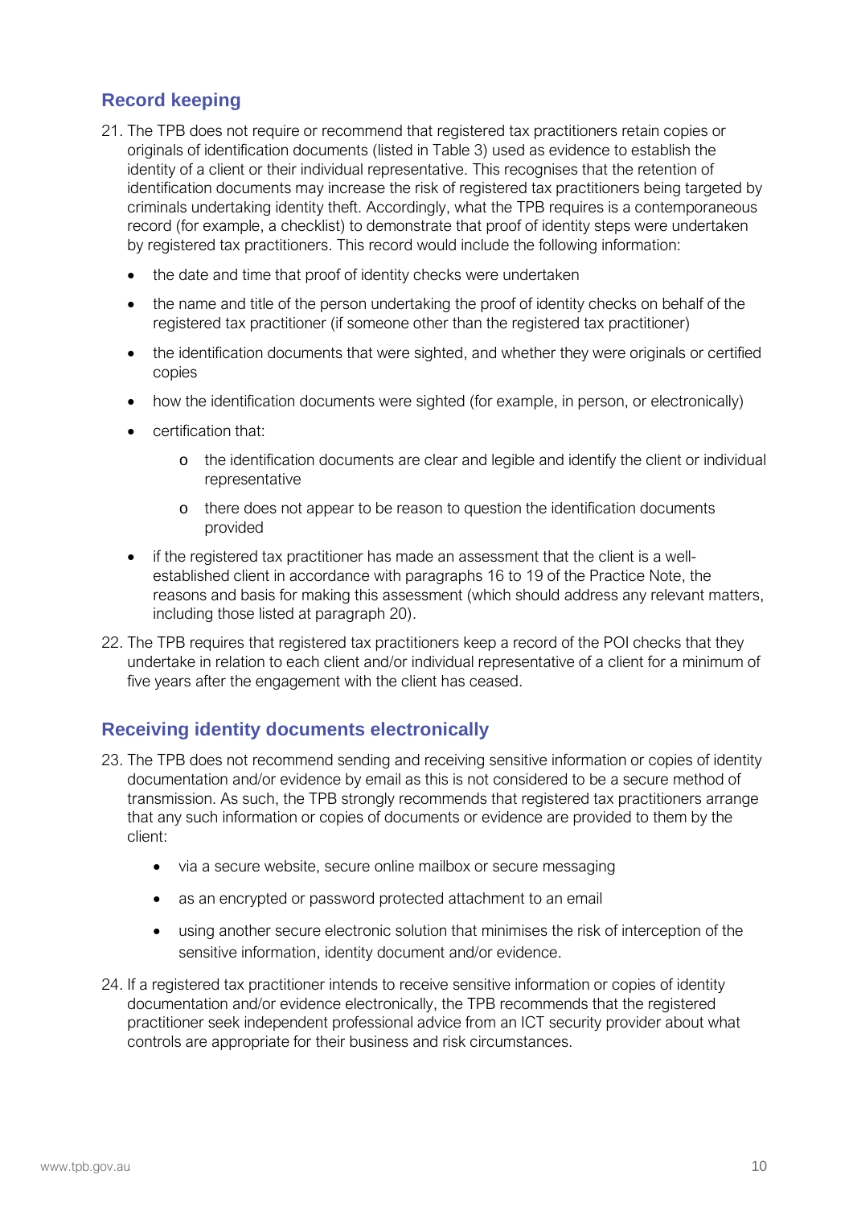## Record keeping

21. The TPB does not require or recommend that registered tax practitioners retain copies or originals of identification documents (listed in Table 3) used as evidence to establish the identity of a client or their individual representative. This recognises that the retention of identification documents may increase the risk of registered tax practitioners being targeted by criminals undertaking identity theft. Accordingly, what the TPB requires is a contemporaneous record (for example, a checklist) to demonstrate that proof of identity steps were undertaken by registered tax practitioners. This record would include the following information:
    - the date and time that proof of identity checks were undertaken
    - the name and title of the person undertaking the proof of identity checks on behalf of the registered tax practitioner (if someone other than the registered tax practitioner)
    - the identification documents that were sighted, and whether they were originals or certified copies
    - how the identification documents were sighted (for example, in person, or electronically)
    - certification that:
        - the identification documents are clear and legible and identify the client or individual representative
        - there does not appear to be reason to question the identification documents provided
    - if the registered tax practitioner has made an assessment that the client is a well-established client in accordance with paragraphs 16 to 19 of the Practice Note, the reasons and basis for making this assessment (which should address any relevant matters, including those listed at paragraph 20).

22. The TPB requires that registered tax practitioners keep a record of the POI checks that they undertake in relation to each client and/or individual representative of a client for a minimum of five years after the engagement with the client has ceased.

## Receiving identity documents electronically

23. The TPB does not recommend sending and receiving sensitive information or copies of identity documentation and/or evidence by email as this is not considered to be a secure method of transmission. As such, the TPB strongly recommends that registered tax practitioners arrange that any such information or copies of documents or evidence are provided to them by the client:
    - via a secure website, secure online mailbox or secure messaging
    - as an encrypted or password protected attachment to an email
    - using another secure electronic solution that minimises the risk of interception of the sensitive information, identity document and/or evidence.

24. If a registered tax practitioner intends to receive sensitive information or copies of identity documentation and/or evidence electronically, the TPB recommends that the registered practitioner seek independent professional advice from an ICT security provider about what controls are appropriate for their business and risk circumstances.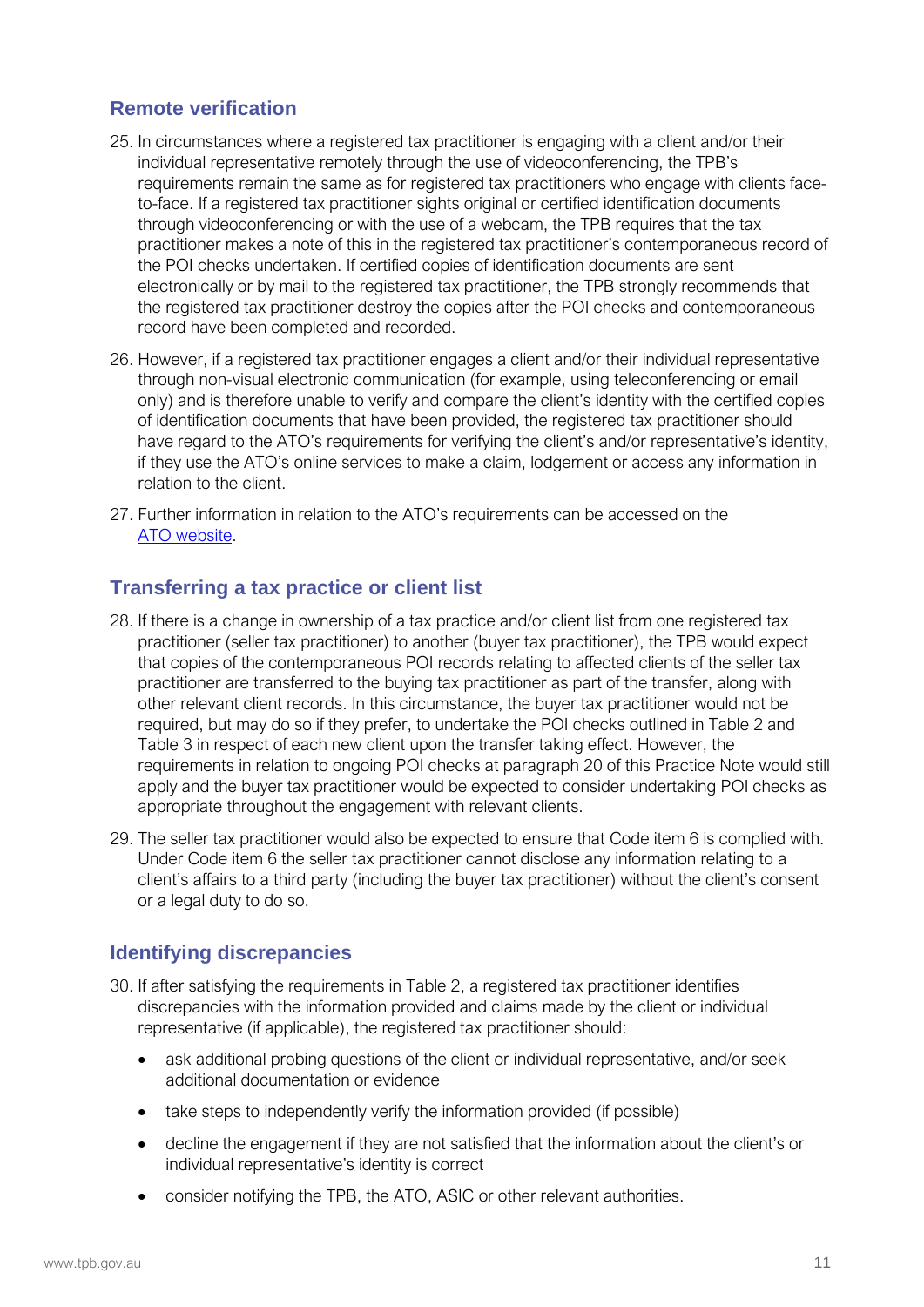## Remote verification

25. In circumstances where a registered tax practitioner is engaging with a client and/or their individual representative remotely through the use of videoconferencing, the TPB's requirements remain the same as for registered tax practitioners who engage with clients face-to-face. If a registered tax practitioner sights original or certified identification documents through videoconferencing or with the use of a webcam, the TPB requires that the tax practitioner makes a note of this in the registered tax practitioner's contemporaneous record of the POI checks undertaken. If certified copies of identification documents are sent electronically or by mail to the registered tax practitioner, the TPB strongly recommends that the registered tax practitioner destroy the copies after the POI checks and contemporaneous record have been completed and recorded.

26. However, if a registered tax practitioner engages a client and/or their individual representative through non-visual electronic communication (for example, using teleconferencing or email only) and is therefore unable to verify and compare the client's identity with the certified copies of identification documents that have been provided, the registered tax practitioner should have regard to the ATO's requirements for verifying the client's and/or representative's identity, if they use the ATO's online services to make a claim, lodgement or access any information in relation to the client.

27. Further information in relation to the ATO's requirements can be accessed on the ATO website.

## Transferring a tax practice or client list

28. If there is a change in ownership of a tax practice and/or client list from one registered tax practitioner (seller tax practitioner) to another (buyer tax practitioner), the TPB would expect that copies of the contemporaneous POI records relating to affected clients of the seller tax practitioner are transferred to the buying tax practitioner as part of the transfer, along with other relevant client records. In this circumstance, the buyer tax practitioner would not be required, but may do so if they prefer, to undertake the POI checks outlined in Table 2 and Table 3 in respect of each new client upon the transfer taking effect. However, the requirements in relation to ongoing POI checks at paragraph 20 of this Practice Note would still apply and the buyer tax practitioner would be expected to consider undertaking POI checks as appropriate throughout the engagement with relevant clients.

29. The seller tax practitioner would also be expected to ensure that Code item 6 is complied with. Under Code item 6 the seller tax practitioner cannot disclose any information relating to a client's affairs to a third party (including the buyer tax practitioner) without the client's consent or a legal duty to do so.

## Identifying discrepancies

30. If after satisfying the requirements in Table 2, a registered tax practitioner identifies discrepancies with the information provided and claims made by the client or individual representative (if applicable), the registered tax practitioner should:

    - ask additional probing questions of the client or individual representative, and/or seek additional documentation or evidence
    - take steps to independently verify the information provided (if possible)
    - decline the engagement if they are not satisfied that the information about the client's or individual representative's identity is correct
    - consider notifying the TPB, the ATO, ASIC or other relevant authorities.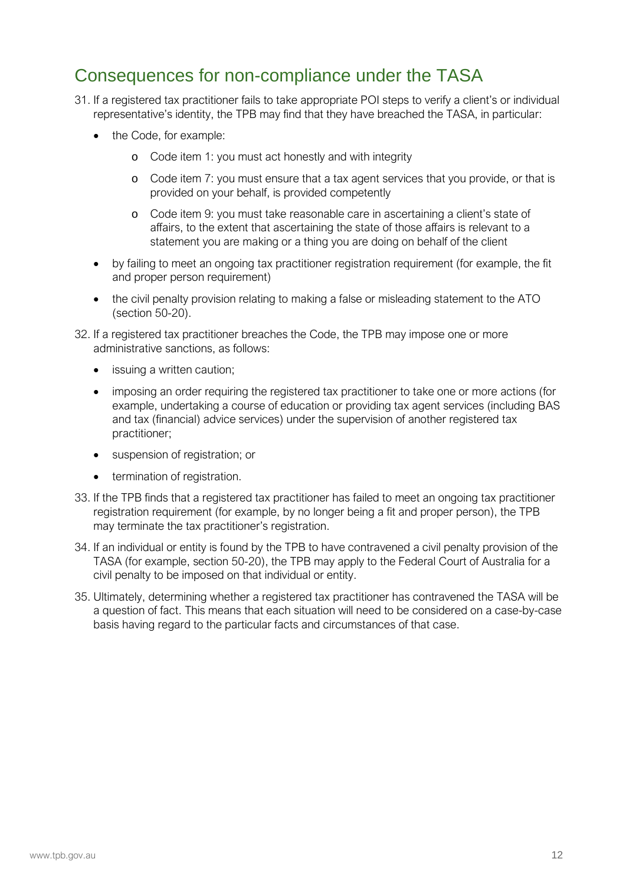## Consequences for non-compliance under the TASA

31. If a registered tax practitioner fails to take appropriate POI steps to verify a client's or individual representative's identity, the TPB may find that they have breached the TASA, in particular:
    - the Code, for example:
        - Code item 1: you must act honestly and with integrity
        - Code item 7: you must ensure that a tax agent services that you provide, or that is provided on your behalf, is provided competently
        - Code item 9: you must take reasonable care in ascertaining a client's state of affairs, to the extent that ascertaining the state of those affairs is relevant to a statement you are making or a thing you are doing on behalf of the client
    - by failing to meet an ongoing tax practitioner registration requirement (for example, the fit and proper person requirement)
    - the civil penalty provision relating to making a false or misleading statement to the ATO (section 50-20).
32. If a registered tax practitioner breaches the Code, the TPB may impose one or more administrative sanctions, as follows:
    - issuing a written caution;
    - imposing an order requiring the registered tax practitioner to take one or more actions (for example, undertaking a course of education or providing tax agent services (including BAS and tax (financial) advice services) under the supervision of another registered tax practitioner;
    - suspension of registration; or
    - termination of registration.
33. If the TPB finds that a registered tax practitioner has failed to meet an ongoing tax practitioner registration requirement (for example, by no longer being a fit and proper person), the TPB may terminate the tax practitioner's registration.
34. If an individual or entity is found by the TPB to have contravened a civil penalty provision of the TASA (for example, section 50-20), the TPB may apply to the Federal Court of Australia for a civil penalty to be imposed on that individual or entity.
35. Ultimately, determining whether a registered tax practitioner has contravened the TASA will be a question of fact. This means that each situation will need to be considered on a case-by-case basis having regard to the particular facts and circumstances of that case.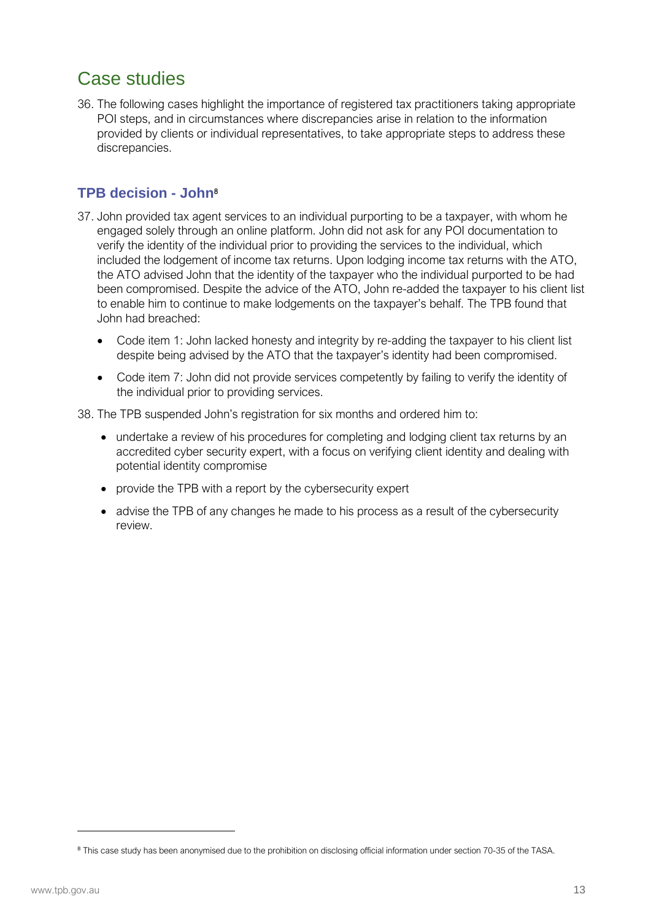# Case studies

36. The following cases highlight the importance of registered tax practitioners taking appropriate POI steps, and in circumstances where discrepancies arise in relation to the information provided by clients or individual representatives, to take appropriate steps to address these discrepancies.

## TPB decision - John[8]

37. John provided tax agent services to an individual purporting to be a taxpayer, with whom he engaged solely through an online platform. John did not ask for any POI documentation to verify the identity of the individual prior to providing the services to the individual, which included the lodgement of income tax returns. Upon lodging income tax returns with the ATO, the ATO advised John that the identity of the taxpayer who the individual purported to be had been compromised. Despite the advice of the ATO, John re-added the taxpayer to his client list to enable him to continue to make lodgements on the taxpayer's behalf. The TPB found that John had breached:

    - Code item 1: John lacked honesty and integrity by re-adding the taxpayer to his client list despite being advised by the ATO that the taxpayer's identity had been compromised.
    - Code item 7: John did not provide services competently by failing to verify the identity of the individual prior to providing services.

38. The TPB suspended John's registration for six months and ordered him to:

    - undertake a review of his procedures for completing and lodging client tax returns by an accredited cyber security expert, with a focus on verifying client identity and dealing with potential identity compromise
    - provide the TPB with a report by the cybersecurity expert
    - advise the TPB of any changes he made to his process as a result of the cybersecurity review.

[8] This case study has been anonymised due to the prohibition on disclosing official information under section 70-35 of the TASA.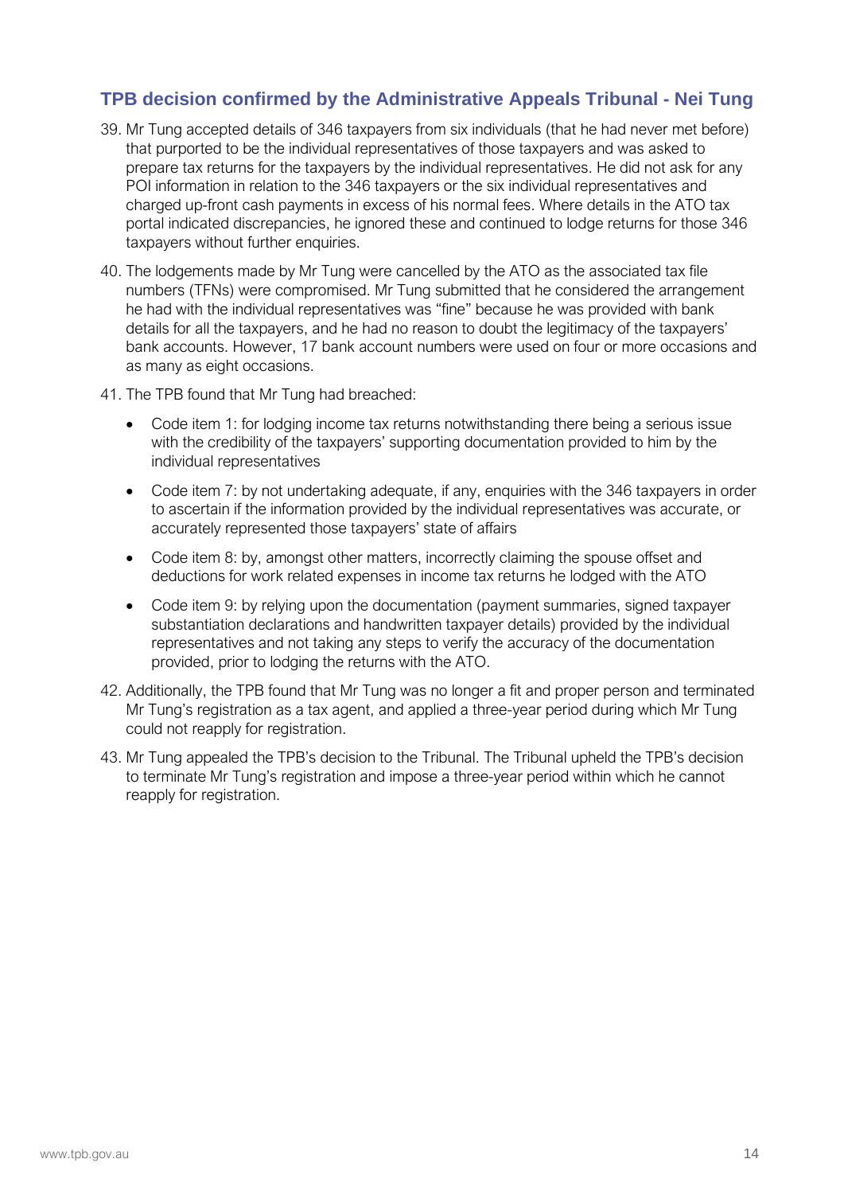## TPB decision confirmed by the Administrative Appeals Tribunal - Nei Tung

39. Mr Tung accepted details of 346 taxpayers from six individuals (that he had never met before) that purported to be the individual representatives of those taxpayers and was asked to prepare tax returns for the taxpayers by the individual representatives. He did not ask for any POI information in relation to the 346 taxpayers or the six individual representatives and charged up-front cash payments in excess of his normal fees. Where details in the ATO tax portal indicated discrepancies, he ignored these and continued to lodge returns for those 346 taxpayers without further enquiries.

40. The lodgements made by Mr Tung were cancelled by the ATO as the associated tax file numbers (TFNs) were compromised. Mr Tung submitted that he considered the arrangement he had with the individual representatives was "fine" because he was provided with bank details for all the taxpayers, and he had no reason to doubt the legitimacy of the taxpayers' bank accounts. However, 17 bank account numbers were used on four or more occasions and as many as eight occasions.

41. The TPB found that Mr Tung had breached:

    - Code item 1: for lodging income tax returns notwithstanding there being a serious issue with the credibility of the taxpayers' supporting documentation provided to him by the individual representatives
    - Code item 7: by not undertaking adequate, if any, enquiries with the 346 taxpayers in order to ascertain if the information provided by the individual representatives was accurate, or accurately represented those taxpayers' state of affairs
    - Code item 8: by, amongst other matters, incorrectly claiming the spouse offset and deductions for work related expenses in income tax returns he lodged with the ATO
    - Code item 9: by relying upon the documentation (payment summaries, signed taxpayer substantiation declarations and handwritten taxpayer details) provided by the individual representatives and not taking any steps to verify the accuracy of the documentation provided, prior to lodging the returns with the ATO.

42. Additionally, the TPB found that Mr Tung was no longer a fit and proper person and terminated Mr Tung's registration as a tax agent, and applied a three-year period during which Mr Tung could not reapply for registration.

43. Mr Tung appealed the TPB's decision to the Tribunal. The Tribunal upheld the TPB's decision to terminate Mr Tung's registration and impose a three-year period within which he cannot reapply for registration.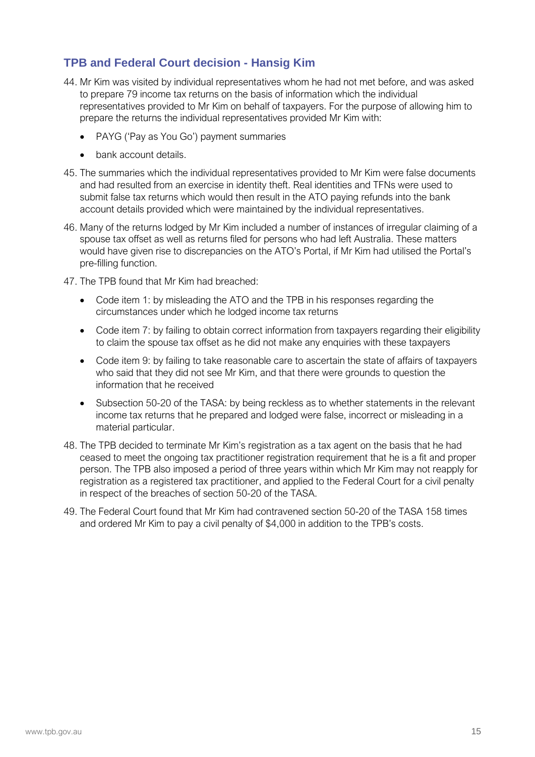## TPB and Federal Court decision - Hansig Kim

44. Mr Kim was visited by individual representatives whom he had not met before, and was asked to prepare 79 income tax returns on the basis of information which the individual representatives provided to Mr Kim on behalf of taxpayers. For the purpose of allowing him to prepare the returns the individual representatives provided Mr Kim with:
    - PAYG ('Pay as You Go') payment summaries
    - bank account details.
45. The summaries which the individual representatives provided to Mr Kim were false documents and had resulted from an exercise in identity theft. Real identities and TFNs were used to submit false tax returns which would then result in the ATO paying refunds into the bank account details provided which were maintained by the individual representatives.
46. Many of the returns lodged by Mr Kim included a number of instances of irregular claiming of a spouse tax offset as well as returns filed for persons who had left Australia. These matters would have given rise to discrepancies on the ATO's Portal, if Mr Kim had utilised the Portal's pre-filling function.
47. The TPB found that Mr Kim had breached:
    - Code item 1: by misleading the ATO and the TPB in his responses regarding the circumstances under which he lodged income tax returns
    - Code item 7: by failing to obtain correct information from taxpayers regarding their eligibility to claim the spouse tax offset as he did not make any enquiries with these taxpayers
    - Code item 9: by failing to take reasonable care to ascertain the state of affairs of taxpayers who said that they did not see Mr Kim, and that there were grounds to question the information that he received
    - Subsection 50-20 of the TASA: by being reckless as to whether statements in the relevant income tax returns that he prepared and lodged were false, incorrect or misleading in a material particular.
48. The TPB decided to terminate Mr Kim's registration as a tax agent on the basis that he had ceased to meet the ongoing tax practitioner registration requirement that he is a fit and proper person. The TPB also imposed a period of three years within which Mr Kim may not reapply for registration as a registered tax practitioner, and applied to the Federal Court for a civil penalty in respect of the breaches of section 50-20 of the TASA.
49. The Federal Court found that Mr Kim had contravened section 50-20 of the TASA 158 times and ordered Mr Kim to pay a civil penalty of $4,000 in addition to the TPB's costs.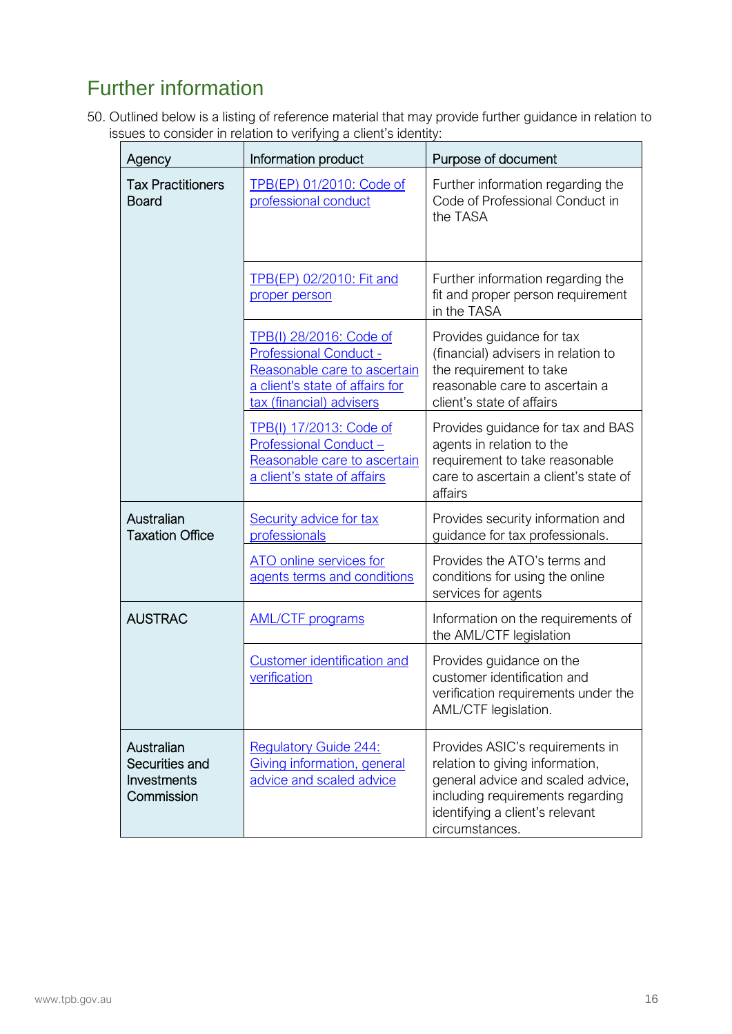## Further information

50. Outlined below is a listing of reference material that may provide further guidance in relation to issues to consider in relation to verifying a client's identity:

| Agency | Information product | Purpose of document |
|---|---|---|
| Tax Practitioners Board | TPB(EP) 01/2010: Code of professional conduct | Further information regarding the Code of Professional Conduct in the TASA |
| | TPB(EP) 02/2010: Fit and proper person | Further information regarding the fit and proper person requirement in the TASA |
| | TPB(I) 28/2016: Code of Professional Conduct - Reasonable care to ascertain a client's state of affairs for tax (financial) advisers | Provides guidance for tax (financial) advisers in relation to the requirement to take reasonable care to ascertain a client's state of affairs |
| | TPB(I) 17/2013: Code of Professional Conduct – Reasonable care to ascertain a client's state of affairs | Provides guidance for tax and BAS agents in relation to the requirement to take reasonable care to ascertain a client's state of affairs |
| Australian Taxation Office | Security advice for tax professionals | Provides security information and guidance for tax professionals. |
| | ATO online services for agents terms and conditions | Provides the ATO's terms and conditions for using the online services for agents |
| AUSTRAC | AML/CTF programs | Information on the requirements of the AML/CTF legislation |
| | Customer identification and verification | Provides guidance on the customer identification and verification requirements under the AML/CTF legislation. |
| Australian Securities and Investments Commission | Regulatory Guide 244: Giving information, general advice and scaled advice | Provides ASIC's requirements in relation to giving information, general advice and scaled advice, including requirements regarding identifying a client's relevant circumstances. |